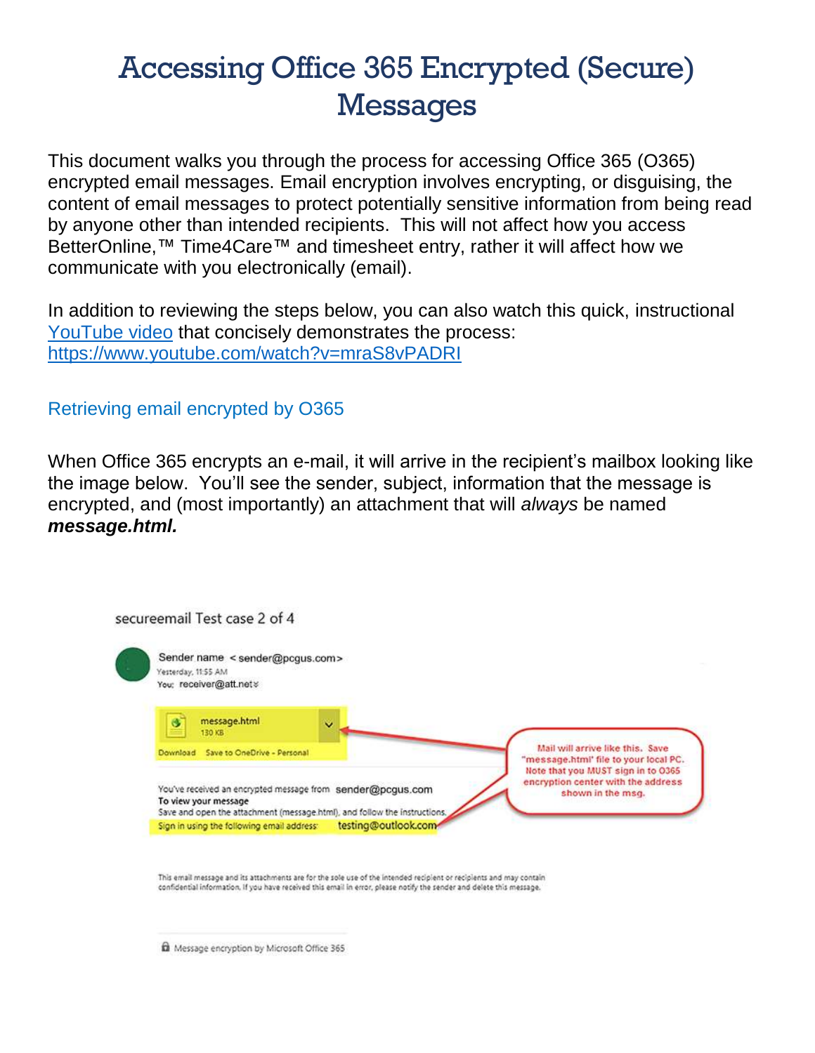# Accessing Office 365 Encrypted (Secure) Messages

This document walks you through the process for accessing Office 365 (O365) encrypted email messages. Email encryption involves encrypting, or disguising, the content of email messages to protect potentially sensitive information from being read by anyone other than intended recipients. This will not affect how you access BetterOnline,™ Time4Care™ and timesheet entry, rather it will affect how we communicate with you electronically (email).

In addition to reviewing the steps below, you can also watch this quick, instructional [YouTube video](https://www.youtube.com/watch?v=mraS8vPADRI) that concisely demonstrates the process: https://www.youtube.com/watch?v=mraS8vPADRI

## Retrieving email encrypted by O365

When Office 365 encrypts an e-mail, it will arrive in the recipient's mailbox looking like the image below. You'll see the sender, subject, information that the message is encrypted, and (most importantly) an attachment that will *always* be named ***message.html.***

secureemail Test case 2 of 4

Sender name < sender@pcgus.com >
Yesterday, 11:55 AM
You: receiver@att.net

message.html
130 KB
Download Save to OneDrive - Personal

Mail will arrive like this. Save "message.html" file to your local PC. Note that you MUST sign in to O365 encryption center with the address shown in the msg.

You've received an encrypted message from sender@pcgus.com
**To view your message**
Save and open the attachment (message.html), and follow the instructions.
Sign in using the following email address: testing@outlook.com

This email message and its attachments are for the sole use of the intended recipient or recipients and may contain confidential information. If you have received this email in error, please notify the sender and delete this message.

Message encryption by Microsoft Office 365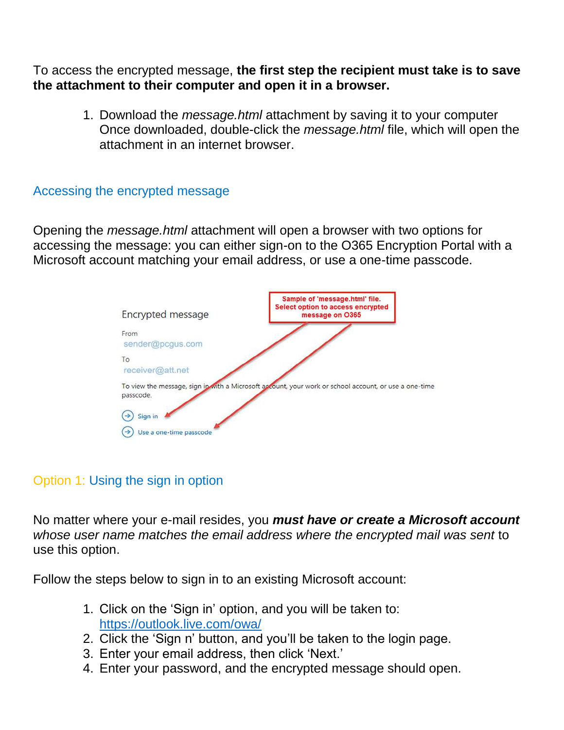To access the encrypted message, **the first step the recipient must take is to save the attachment to their computer and open it in a browser.**

1. Download the *message.html* attachment by saving it to your computer Once downloaded, double-click the *message.html* file, which will open the attachment in an internet browser.

## Accessing the encrypted message

Opening the *message.html* attachment will open a browser with two options for accessing the message: you can either sign-on to the O365 Encryption Portal with a Microsoft account matching your email address, or use a one-time passcode.

Encrypted message

From
sender@pcgus.com

To
receiver@att.net

To view the message, sign in with a Microsoft account, your work or school account, or use a one-time passcode.

Sign in

Use a one-time passcode

**Sample of 'message.html' file. Select option to access encrypted message on O365**

## Option 1: Using the sign in option

No matter where your e-mail resides, you ***must have or create a Microsoft account*** *whose user name matches the email address where the encrypted mail was sent* to use this option.

Follow the steps below to sign in to an existing Microsoft account:

1. Click on the 'Sign in' option, and you will be taken to: https://outlook.live.com/owa/
2. Click the 'Sign n' button, and you'll be taken to the login page.
3. Enter your email address, then click 'Next.'
4. Enter your password, and the encrypted message should open.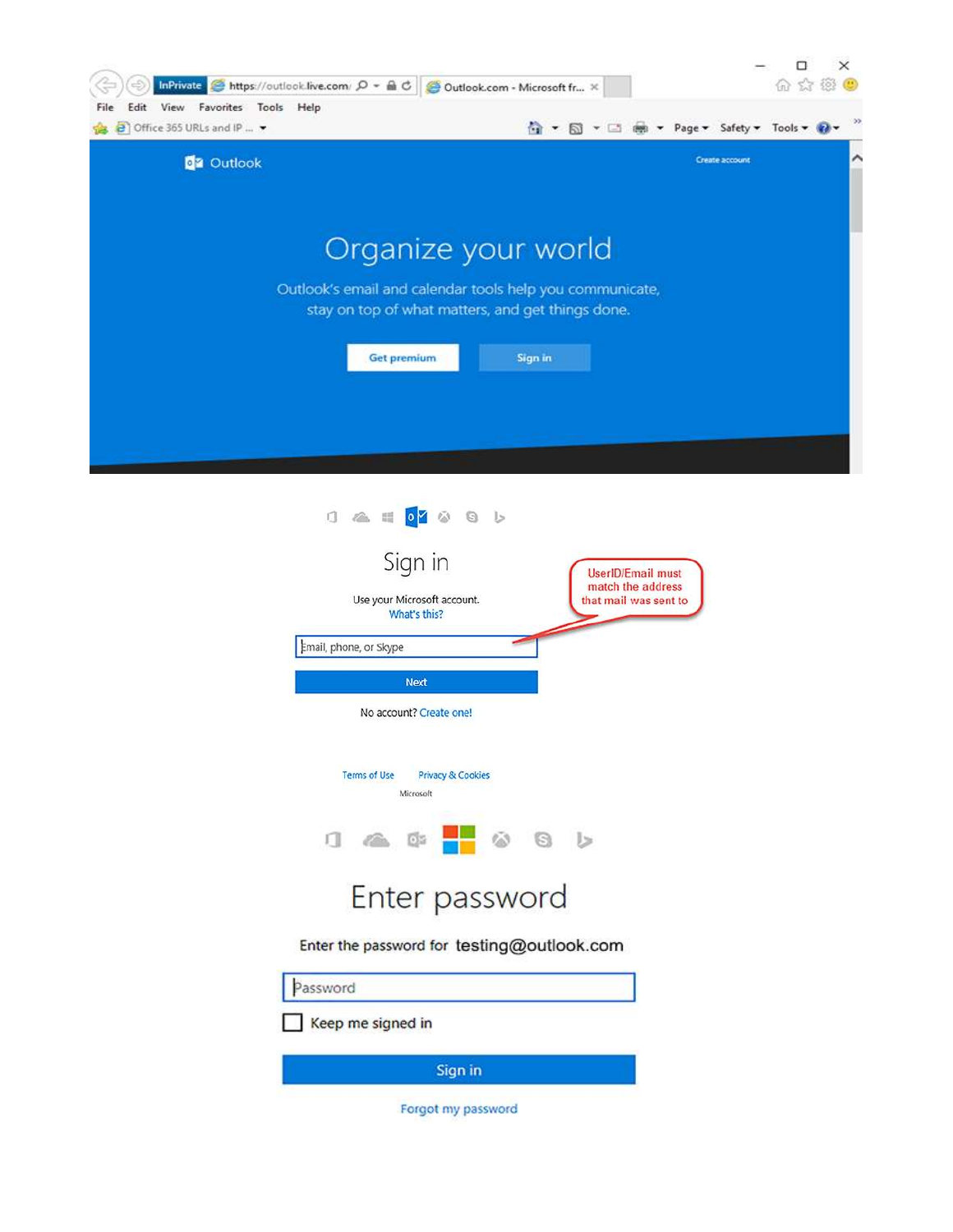InPrivate https://outlook.live.com/ Outlook.com - Microsoft fr...

File Edit View Favorites Tools Help

Office 365 URLs and IP ...

Page ▾ Safety ▾ Tools ▾

Outlook

Create account

# Organize your world

Outlook's email and calendar tools help you communicate, stay on top of what matters, and get things done.

Get premium

Sign in

## Sign in

Use your Microsoft account.

What's this?

Email, phone, or Skype

UserID/Email must match the address that mail was sent to

Next

No account? Create one!

Terms of Use    Privacy & Cookies

Microsoft

## Enter password

Enter the password for testing@outlook.com

Password

Keep me signed in

Sign in

Forgot my password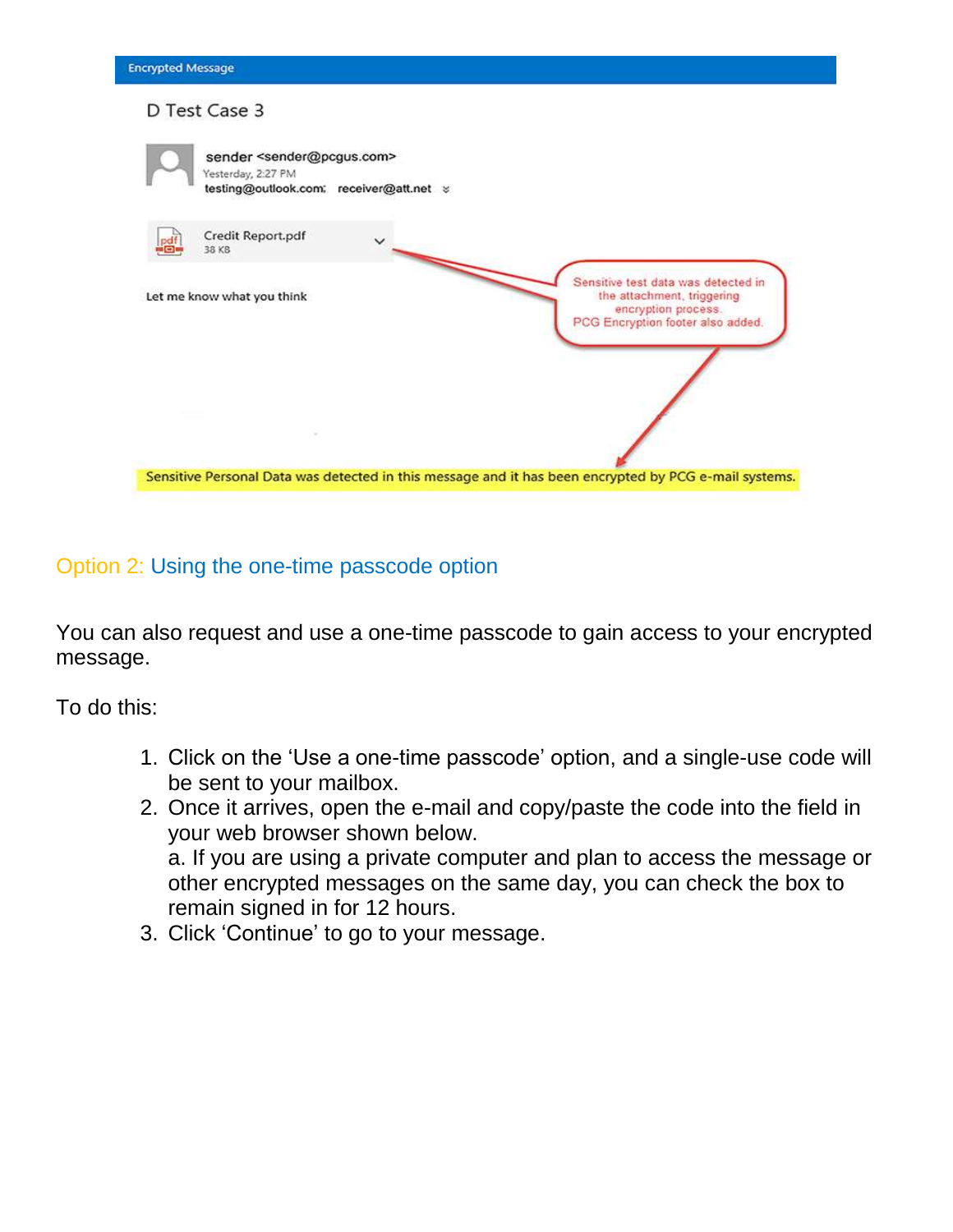Encrypted Message

D Test Case 3

sender <sender@pcgus.com>
Yesterday, 2:27 PM
testing@outlook.com; receiver@att.net

Credit Report.pdf
38 KB

Let me know what you think

Sensitive test data was detected in the attachment, triggering encryption process.
PCG Encryption footer also added.

Sensitive Personal Data was detected in this message and it has been encrypted by PCG e-mail systems.

## Option 2: Using the one-time passcode option

You can also request and use a one-time passcode to gain access to your encrypted message.

To do this:

1. Click on the 'Use a one-time passcode' option, and a single-use code will be sent to your mailbox.
2. Once it arrives, open the e-mail and copy/paste the code into the field in your web browser shown below.
   a. If you are using a private computer and plan to access the message or other encrypted messages on the same day, you can check the box to remain signed in for 12 hours.
3. Click 'Continue' to go to your message.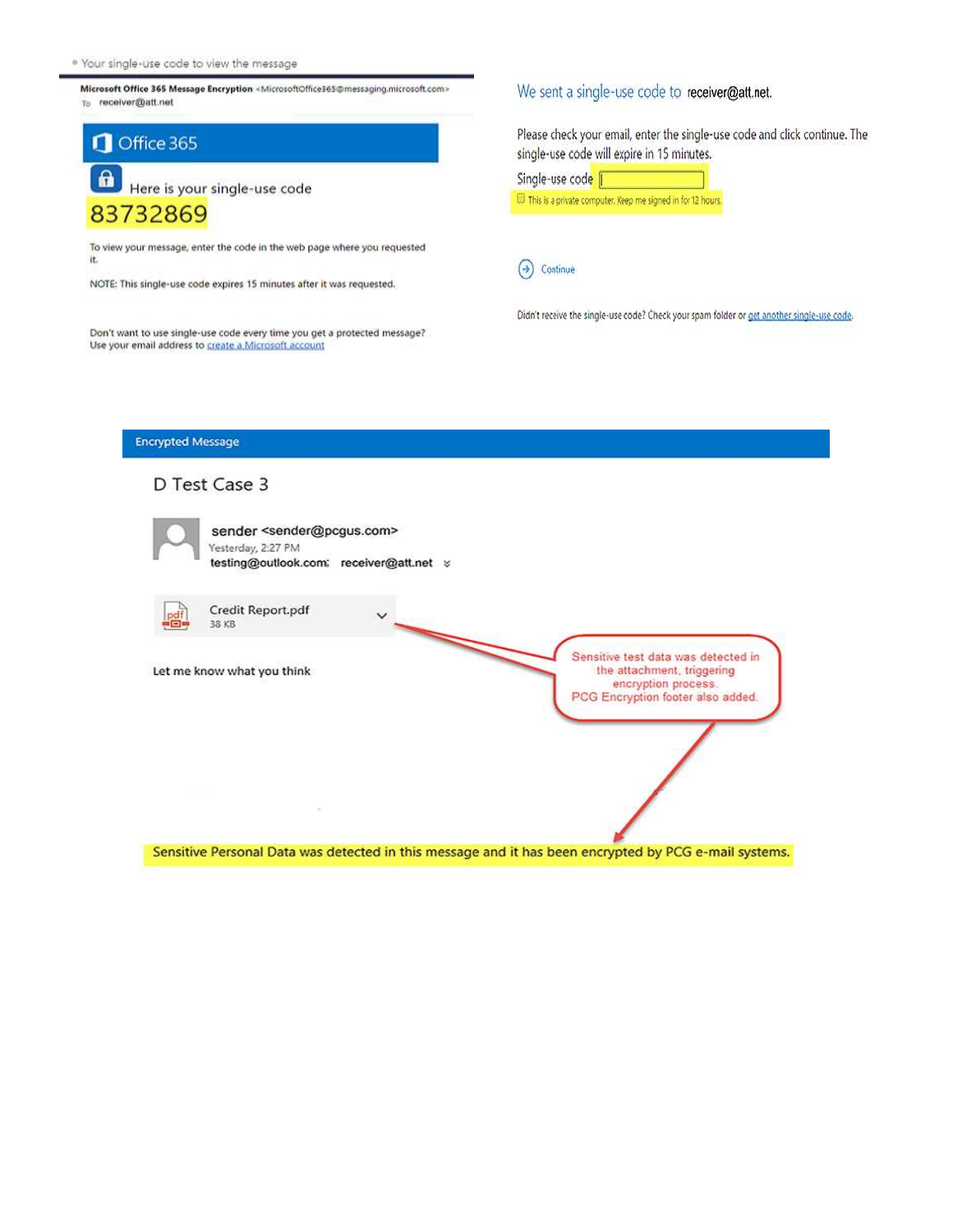* Your single-use code to view the message

**Microsoft Office 365 Message Encryption** <MicrosoftOffice365@messaging.microsoft.com>
To receiver@att.net

Office 365

Here is your single-use code

83732869

To view your message, enter the code in the web page where you requested it.

NOTE: This single-use code expires 15 minutes after it was requested.

Don't want to use single-use code every time you get a protected message?
Use your email address to create a Microsoft account

We sent a single-use code to receiver@att.net.

Please check your email, enter the single-use code and click continue. The single-use code will expire in 15 minutes.

Single-use code

This is a private computer. Keep me signed in for 12 hours.

Continue

Didn't receive the single-use code? Check your spam folder or get another single-use code.

Encrypted Message

D Test Case 3

sender <sender@pcgus.com>
Yesterday, 2:27 PM
testing@outlook.com; receiver@att.net

Credit Report.pdf
38 KB

Let me know what you think

Sensitive test data was detected in the attachment, triggering encryption process.
PCG Encryption footer also added.

Sensitive Personal Data was detected in this message and it has been encrypted by PCG e-mail systems.